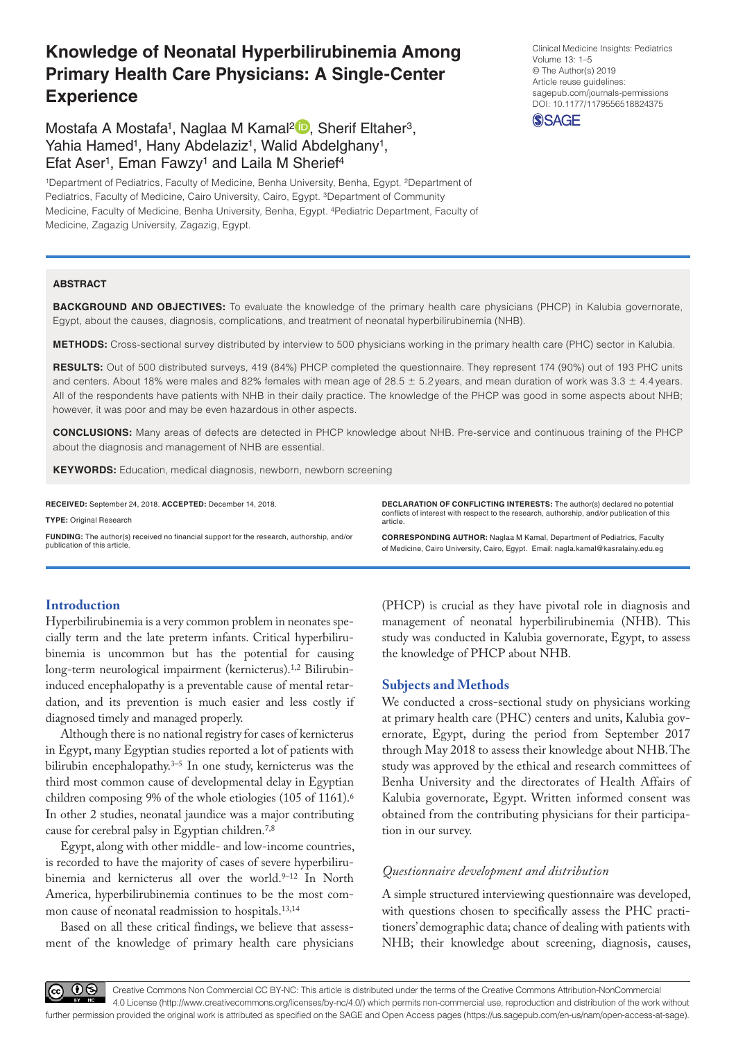# Knowledge of Neonatal Hyperbilirubinemia Among Primary Health Care Physicians: A Single-Center Experience

Clinical Medicine Insights: Pediatrics
Volume 13: 1–5
© The Author(s) 2019
Article reuse guidelines: sagepub.com/journals-permissions
DOI: 10.1177/1179556518824375

Mostafa A Mostafa[1], Naglaa M Kamal[2], Sherif Eltaher[3], Yahia Hamed[1], Hany Abdelaziz[1], Walid Abdelghany[1], Efat Aser[1], Eman Fawzy[1] and Laila M Sherief[4]

[1]Department of Pediatrics, Faculty of Medicine, Benha University, Benha, Egypt. [2]Department of Pediatrics, Faculty of Medicine, Cairo University, Cairo, Egypt. [3]Department of Community Medicine, Faculty of Medicine, Benha University, Benha, Egypt. [4]Pediatric Department, Faculty of Medicine, Zagazig University, Zagazig, Egypt.

## ABSTRACT

**BACKGROUND AND OBJECTIVES:** To evaluate the knowledge of the primary health care physicians (PHCP) in Kalubia governorate, Egypt, about the causes, diagnosis, complications, and treatment of neonatal hyperbilirubinemia (NHB).

**METHODS:** Cross-sectional survey distributed by interview to 500 physicians working in the primary health care (PHC) sector in Kalubia.

**RESULTS:** Out of 500 distributed surveys, 419 (84%) PHCP completed the questionnaire. They represent 174 (90%) out of 193 PHC units and centers. About 18% were males and 82% females with mean age of 28.5 ± 5.2 years, and mean duration of work was 3.3 ± 4.4 years. All of the respondents have patients with NHB in their daily practice. The knowledge of the PHCP was good in some aspects about NHB; however, it was poor and may be even hazardous in other aspects.

**CONCLUSIONS:** Many areas of defects are detected in PHCP knowledge about NHB. Pre-service and continuous training of the PHCP about the diagnosis and management of NHB are essential.

**KEYWORDS:** Education, medical diagnosis, newborn, newborn screening

**RECEIVED:** September 24, 2018. **ACCEPTED:** December 14, 2018.

**TYPE:** Original Research

**FUNDING:** The author(s) received no financial support for the research, authorship, and/or publication of this article.

**DECLARATION OF CONFLICTING INTERESTS:** The author(s) declared no potential conflicts of interest with respect to the research, authorship, and/or publication of this article.

**CORRESPONDING AUTHOR:** Naglaa M Kamal, Department of Pediatrics, Faculty of Medicine, Cairo University, Cairo, Egypt. Email: nagla.kamal@kasralainy.edu.eg

## Introduction

Hyperbilirubinemia is a very common problem in neonates specially term and the late preterm infants. Critical hyperbilirubinemia is uncommon but has the potential for causing long-term neurological impairment (kernicterus).[1,2] Bilirubin-induced encephalopathy is a preventable cause of mental retardation, and its prevention is much easier and less costly if diagnosed timely and managed properly.

Although there is no national registry for cases of kernicterus in Egypt, many Egyptian studies reported a lot of patients with bilirubin encephalopathy.[3–5] In one study, kernicterus was the third most common cause of developmental delay in Egyptian children composing 9% of the whole etiologies (105 of 1161).[6] In other 2 studies, neonatal jaundice was a major contributing cause for cerebral palsy in Egyptian children.[7,8]

Egypt, along with other middle- and low-income countries, is recorded to have the majority of cases of severe hyperbilirubinemia and kernicterus all over the world.[9–12] In North America, hyperbilirubinemia continues to be the most common cause of neonatal readmission to hospitals.[13,14]

Based on all these critical findings, we believe that assessment of the knowledge of primary health care physicians (PHCP) is crucial as they have pivotal role in diagnosis and management of neonatal hyperbilirubinemia (NHB). This study was conducted in Kalubia governorate, Egypt, to assess the knowledge of PHCP about NHB.

## Subjects and Methods

We conducted a cross-sectional study on physicians working at primary health care (PHC) centers and units, Kalubia governorate, Egypt, during the period from September 2017 through May 2018 to assess their knowledge about NHB. The study was approved by the ethical and research committees of Benha University and the directorates of Health Affairs of Kalubia governorate, Egypt. Written informed consent was obtained from the contributing physicians for their participation in our survey.

### *Questionnaire development and distribution*

A simple structured interviewing questionnaire was developed, with questions chosen to specifically assess the PHC practitioners' demographic data; chance of dealing with patients with NHB; their knowledge about screening, diagnosis, causes,

Creative Commons Non Commercial CC BY-NC: This article is distributed under the terms of the Creative Commons Attribution-NonCommercial 4.0 License (http://www.creativecommons.org/licenses/by-nc/4.0/) which permits non-commercial use, reproduction and distribution of the work without further permission provided the original work is attributed as specified on the SAGE and Open Access pages (https://us.sagepub.com/en-us/nam/open-access-at-sage).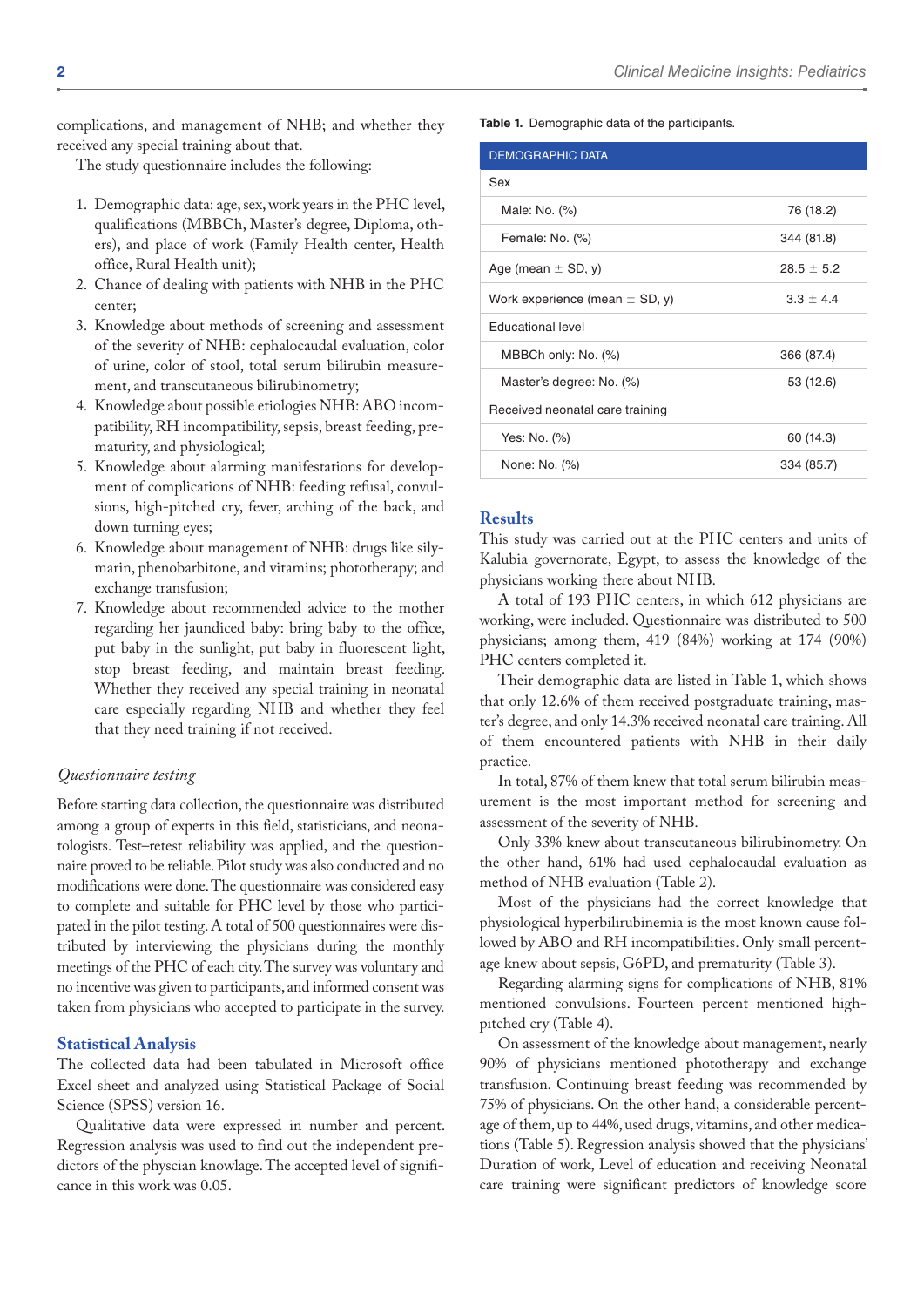complications, and management of NHB; and whether they received any special training about that.

The study questionnaire includes the following:

1. Demographic data: age, sex, work years in the PHC level, qualifications (MBBCh, Master's degree, Diploma, others), and place of work (Family Health center, Health office, Rural Health unit);
2. Chance of dealing with patients with NHB in the PHC center;
3. Knowledge about methods of screening and assessment of the severity of NHB: cephalocaudal evaluation, color of urine, color of stool, total serum bilirubin measurement, and transcutaneous bilirubinometry;
4. Knowledge about possible etiologies NHB: ABO incompatibility, RH incompatibility, sepsis, breast feeding, prematurity, and physiological;
5. Knowledge about alarming manifestations for development of complications of NHB: feeding refusal, convulsions, high-pitched cry, fever, arching of the back, and down turning eyes;
6. Knowledge about management of NHB: drugs like silymarin, phenobarbitone, and vitamins; phototherapy; and exchange transfusion;
7. Knowledge about recommended advice to the mother regarding her jaundiced baby: bring baby to the office, put baby in the sunlight, put baby in fluorescent light, stop breast feeding, and maintain breast feeding. Whether they received any special training in neonatal care especially regarding NHB and whether they feel that they need training if not received.

### *Questionnaire testing*

Before starting data collection, the questionnaire was distributed among a group of experts in this field, statisticians, and neonatologists. Test–retest reliability was applied, and the questionnaire proved to be reliable. Pilot study was also conducted and no modifications were done. The questionnaire was considered easy to complete and suitable for PHC level by those who participated in the pilot testing. A total of 500 questionnaires were distributed by interviewing the physicians during the monthly meetings of the PHC of each city. The survey was voluntary and no incentive was given to participants, and informed consent was taken from physicians who accepted to participate in the survey.

## Statistical Analysis

The collected data had been tabulated in Microsoft office Excel sheet and analyzed using Statistical Package of Social Science (SPSS) version 16.

Qualitative data were expressed in number and percent. Regression analysis was used to find out the independent predictors of the physcian knowlage. The accepted level of significance in this work was 0.05.

**Table 1.** Demographic data of the participants.

| DEMOGRAPHIC DATA | |
|---|---|
| Sex | |
| Male: No. (%) | 76 (18.2) |
| Female: No. (%) | 344 (81.8) |
| Age (mean ± SD, y) | 28.5 ± 5.2 |
| Work experience (mean ± SD, y) | 3.3 ± 4.4 |
| Educational level | |
| MBBCh only: No. (%) | 366 (87.4) |
| Master's degree: No. (%) | 53 (12.6) |
| Received neonatal care training | |
| Yes: No. (%) | 60 (14.3) |
| None: No. (%) | 334 (85.7) |

## Results

This study was carried out at the PHC centers and units of Kalubia governorate, Egypt, to assess the knowledge of the physicians working there about NHB.

A total of 193 PHC centers, in which 612 physicians are working, were included. Questionnaire was distributed to 500 physicians; among them, 419 (84%) working at 174 (90%) PHC centers completed it.

Their demographic data are listed in Table 1, which shows that only 12.6% of them received postgraduate training, master's degree, and only 14.3% received neonatal care training. All of them encountered patients with NHB in their daily practice.

In total, 87% of them knew that total serum bilirubin measurement is the most important method for screening and assessment of the severity of NHB.

Only 33% knew about transcutaneous bilirubinometry. On the other hand, 61% had used cephalocaudal evaluation as method of NHB evaluation (Table 2).

Most of the physicians had the correct knowledge that physiological hyperbilirubinemia is the most known cause followed by ABO and RH incompatibilities. Only small percentage knew about sepsis, G6PD, and prematurity (Table 3).

Regarding alarming signs for complications of NHB, 81% mentioned convulsions. Fourteen percent mentioned high-pitched cry (Table 4).

On assessment of the knowledge about management, nearly 90% of physicians mentioned phototherapy and exchange transfusion. Continuing breast feeding was recommended by 75% of physicians. On the other hand, a considerable percentage of them, up to 44%, used drugs, vitamins, and other medications (Table 5). Regression analysis showed that the physicians' Duration of work, Level of education and receiving Neonatal care training were significant predictors of knowledge score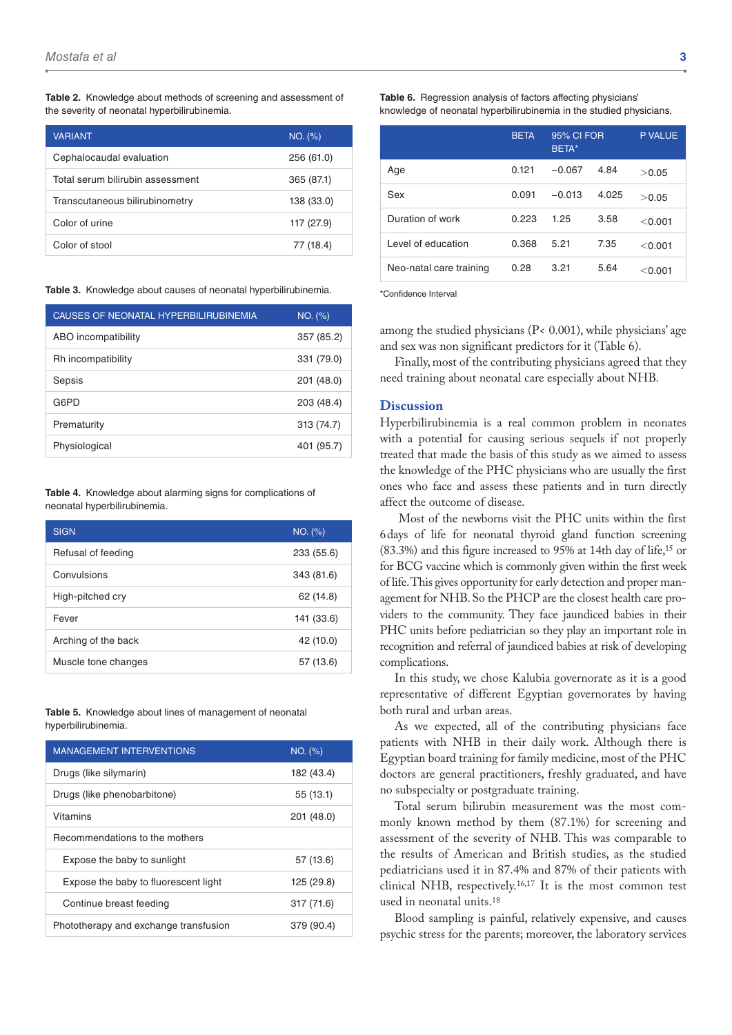**Table 2.** Knowledge about methods of screening and assessment of the severity of neonatal hyperbilirubinemia.

| VARIANT | NO. (%) |
|---|---|
| Cephalocaudal evaluation | 256 (61.0) |
| Total serum bilirubin assessment | 365 (87.1) |
| Transcutaneous bilirubinometry | 138 (33.0) |
| Color of urine | 117 (27.9) |
| Color of stool | 77 (18.4) |

**Table 3.** Knowledge about causes of neonatal hyperbilirubinemia.

| CAUSES OF NEONATAL HYPERBILIRUBINEMIA | NO. (%) |
|---|---|
| ABO incompatibility | 357 (85.2) |
| Rh incompatibility | 331 (79.0) |
| Sepsis | 201 (48.0) |
| G6PD | 203 (48.4) |
| Prematurity | 313 (74.7) |
| Physiological | 401 (95.7) |

**Table 4.** Knowledge about alarming signs for complications of neonatal hyperbilirubinemia.

| SIGN | NO. (%) |
|---|---|
| Refusal of feeding | 233 (55.6) |
| Convulsions | 343 (81.6) |
| High-pitched cry | 62 (14.8) |
| Fever | 141 (33.6) |
| Arching of the back | 42 (10.0) |
| Muscle tone changes | 57 (13.6) |

**Table 5.** Knowledge about lines of management of neonatal hyperbilirubinemia.

| MANAGEMENT INTERVENTIONS | NO. (%) |
|---|---|
| Drugs (like silymarin) | 182 (43.4) |
| Drugs (like phenobarbitone) | 55 (13.1) |
| Vitamins | 201 (48.0) |
| Recommendations to the mothers | |
| Expose the baby to sunlight | 57 (13.6) |
| Expose the baby to fluorescent light | 125 (29.8) |
| Continue breast feeding | 317 (71.6) |
| Phototherapy and exchange transfusion | 379 (90.4) |

**Table 6.** Regression analysis of factors affecting physicians' knowledge of neonatal hyperbilirubinemia in the studied physicians.

| | BETA | 95% CI FOR BETA* | | P VALUE |
|---|---|---|---|---|
| Age | 0.121 | −0.067 | 4.84 | >0.05 |
| Sex | 0.091 | −0.013 | 4.025 | >0.05 |
| Duration of work | 0.223 | 1.25 | 3.58 | <0.001 |
| Level of education | 0.368 | 5.21 | 7.35 | <0.001 |
| Neo-natal care training | 0.28 | 3.21 | 5.64 | <0.001 |

*Confidence Interval

among the studied physicians ($P < 0.001$), while physicians' age and sex was non significant predictors for it (Table 6).

Finally, most of the contributing physicians agreed that they need training about neonatal care especially about NHB.

## Discussion

Hyperbilirubinemia is a real common problem in neonates with a potential for causing serious sequels if not properly treated that made the basis of this study as we aimed to assess the knowledge of the PHC physicians who are usually the first ones who face and assess these patients and in turn directly affect the outcome of disease.

Most of the newborns visit the PHC units within the first 6 days of life for neonatal thyroid gland function screening (83.3%) and this figure increased to 95% at 14th day of life,[15] or for BCG vaccine which is commonly given within the first week of life. This gives opportunity for early detection and proper management for NHB. So the PHCP are the closest health care providers to the community. They face jaundiced babies in their PHC units before pediatrician so they play an important role in recognition and referral of jaundiced babies at risk of developing complications.

In this study, we chose Kalubia governorate as it is a good representative of different Egyptian governorates by having both rural and urban areas.

As we expected, all of the contributing physicians face patients with NHB in their daily work. Although there is Egyptian board training for family medicine, most of the PHC doctors are general practitioners, freshly graduated, and have no subspecialty or postgraduate training.

Total serum bilirubin measurement was the most commonly known method by them (87.1%) for screening and assessment of the severity of NHB. This was comparable to the results of American and British studies, as the studied pediatricians used it in 87.4% and 87% of their patients with clinical NHB, respectively.[16,17] It is the most common test used in neonatal units.[18]

Blood sampling is painful, relatively expensive, and causes psychic stress for the parents; moreover, the laboratory services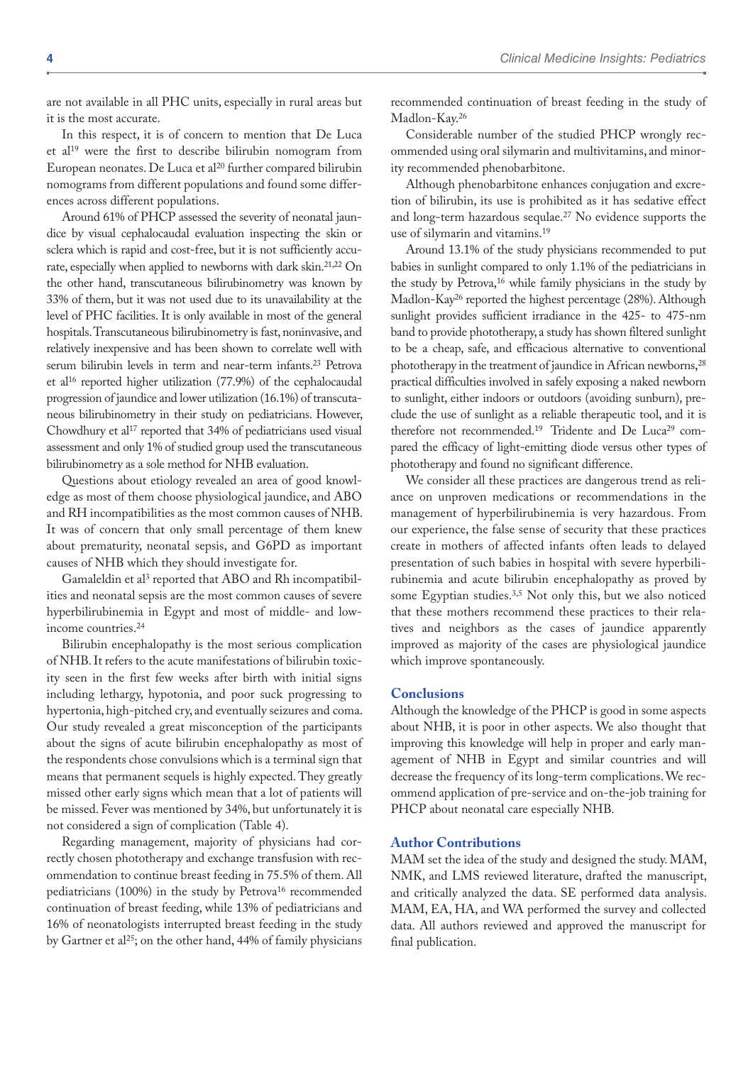are not available in all PHC units, especially in rural areas but it is the most accurate.

In this respect, it is of concern to mention that De Luca et al[19] were the first to describe bilirubin nomogram from European neonates. De Luca et al[20] further compared bilirubin nomograms from different populations and found some differences across different populations.

Around 61% of PHCP assessed the severity of neonatal jaundice by visual cephalocaudal evaluation inspecting the skin or sclera which is rapid and cost-free, but it is not sufficiently accurate, especially when applied to newborns with dark skin.[21,22] On the other hand, transcutaneous bilirubinometry was known by 33% of them, but it was not used due to its unavailability at the level of PHC facilities. It is only available in most of the general hospitals. Transcutaneous bilirubinometry is fast, noninvasive, and relatively inexpensive and has been shown to correlate well with serum bilirubin levels in term and near-term infants.[23] Petrova et al[16] reported higher utilization (77.9%) of the cephalocaudal progression of jaundice and lower utilization (16.1%) of transcutaneous bilirubinometry in their study on pediatricians. However, Chowdhury et al[17] reported that 34% of pediatricians used visual assessment and only 1% of studied group used the transcutaneous bilirubinometry as a sole method for NHB evaluation.

Questions about etiology revealed an area of good knowledge as most of them choose physiological jaundice, and ABO and RH incompatibilities as the most common causes of NHB. It was of concern that only small percentage of them knew about prematurity, neonatal sepsis, and G6PD as important causes of NHB which they should investigate for.

Gamaleldin et al[3] reported that ABO and Rh incompatibilities and neonatal sepsis are the most common causes of severe hyperbilirubinemia in Egypt and most of middle- and low-income countries.[24]

Bilirubin encephalopathy is the most serious complication of NHB. It refers to the acute manifestations of bilirubin toxicity seen in the first few weeks after birth with initial signs including lethargy, hypotonia, and poor suck progressing to hypertonia, high-pitched cry, and eventually seizures and coma. Our study revealed a great misconception of the participants about the signs of acute bilirubin encephalopathy as most of the respondents chose convulsions which is a terminal sign that means that permanent sequels is highly expected. They greatly missed other early signs which mean that a lot of patients will be missed. Fever was mentioned by 34%, but unfortunately it is not considered a sign of complication (Table 4).

Regarding management, majority of physicians had correctly chosen phototherapy and exchange transfusion with recommendation to continue breast feeding in the 75.5% of them. All pediatricians (100%) in the study by Petrova[16] recommended continuation of breast feeding, while 13% of pediatricians and 16% of neonatologists interrupted breast feeding in the study by Gartner et al[25]; on the other hand, 44% of family physicians recommended continuation of breast feeding in the study of Madlon-Kay.[26]

Considerable number of the studied PHCP wrongly recommended using oral silymarin and multivitamins, and minority recommended phenobarbitone.

Although phenobarbitone enhances conjugation and excretion of bilirubin, its use is prohibited as it has sedative effect and long-term hazardous sequlae.[27] No evidence supports the use of silymarin and vitamins.[19]

Around 13.1% of the study physicians recommended to put babies in sunlight compared to only 1.1% of the pediatricians in the study by Petrova,[16] while family physicians in the study by Madlon-Kay[26] reported the highest percentage (28%). Although sunlight provides sufficient irradiance in the 425- to 475-nm band to provide phototherapy, a study has shown filtered sunlight to be a cheap, safe, and efficacious alternative to conventional phototherapy in the treatment of jaundice in African newborns,[28] practical difficulties involved in safely exposing a naked newborn to sunlight, either indoors or outdoors (avoiding sunburn), preclude the use of sunlight as a reliable therapeutic tool, and it is therefore not recommended.[19] Tridente and De Luca[29] compared the efficacy of light-emitting diode versus other types of phototherapy and found no significant difference.

We consider all these practices are dangerous trend as reliance on unproven medications or recommendations in the management of hyperbilirubinemia is very hazardous. From our experience, the false sense of security that these practices create in mothers of affected infants often leads to delayed presentation of such babies in hospital with severe hyperbilirubinemia and acute bilirubin encephalopathy as proved by some Egyptian studies.[3,5] Not only this, but we also noticed that these mothers recommend these practices to their relatives and neighbors as the cases of jaundice apparently improved as majority of the cases are physiological jaundice which improve spontaneously.

## Conclusions

Although the knowledge of the PHCP is good in some aspects about NHB, it is poor in other aspects. We also thought that improving this knowledge will help in proper and early management of NHB in Egypt and similar countries and will decrease the frequency of its long-term complications. We recommend application of pre-service and on-the-job training for PHCP about neonatal care especially NHB.

## Author Contributions

MAM set the idea of the study and designed the study. MAM, NMK, and LMS reviewed literature, drafted the manuscript, and critically analyzed the data. SE performed data analysis. MAM, EA, HA, and WA performed the survey and collected data. All authors reviewed and approved the manuscript for final publication.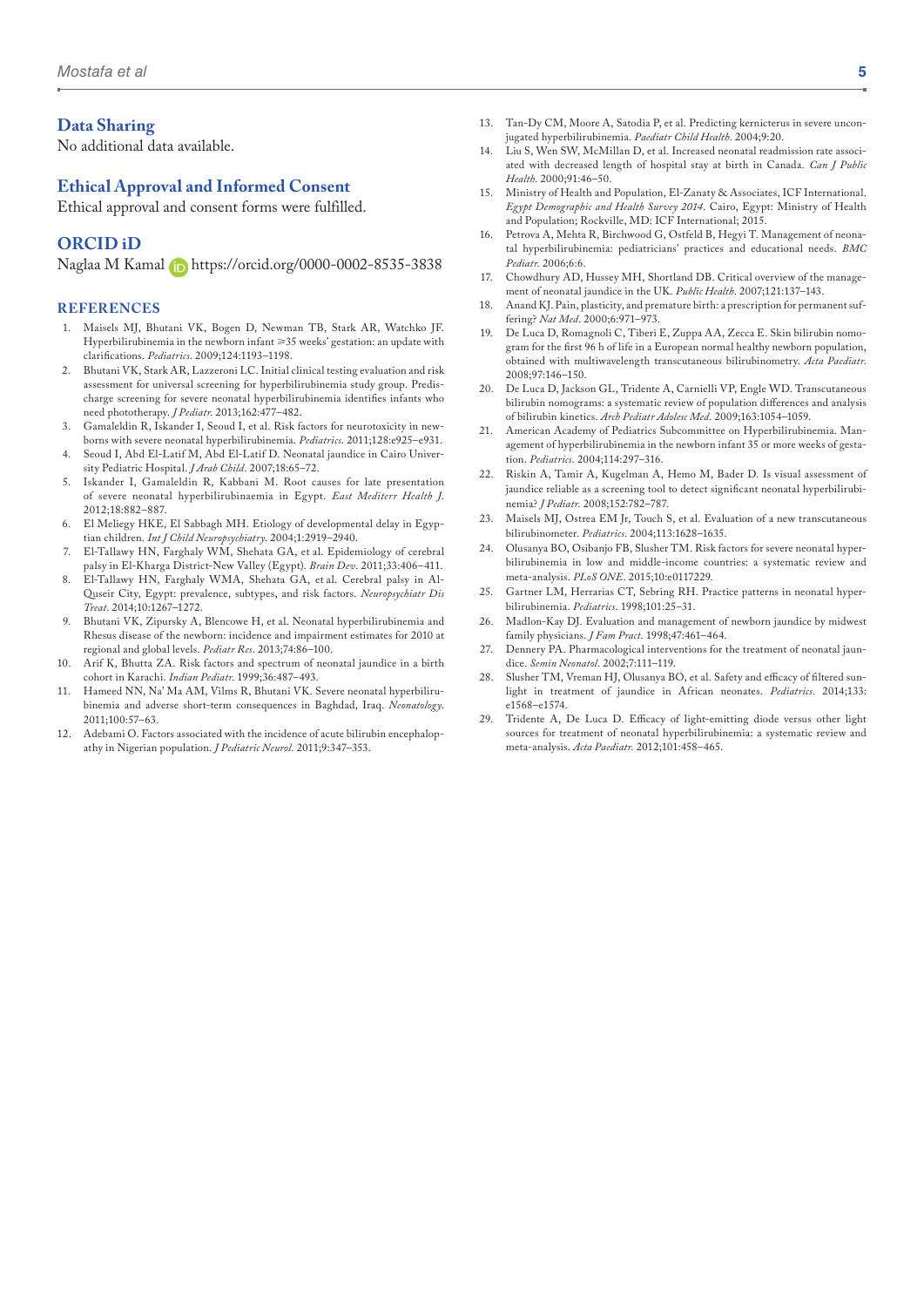## Data Sharing

No additional data available.

## Ethical Approval and Informed Consent

Ethical approval and consent forms were fulfilled.

## ORCID iD

Naglaa M Kamal https://orcid.org/0000-0002-8535-3838

## References

1. Maisels MJ, Bhutani VK, Bogen D, Newman TB, Stark AR, Watchko JF. Hyperbilirubinemia in the newborn infant ⩾35 weeks' gestation: an update with clarifications. *Pediatrics*. 2009;124:1193–1198.
2. Bhutani VK, Stark AR, Lazzeroni LC. Initial clinical testing evaluation and risk assessment for universal screening for hyperbilirubinemia study group. Predischarge screening for severe neonatal hyperbilirubinemia identifies infants who need phototherapy. *J Pediatr*. 2013;162:477–482.
3. Gamaleldin R, Iskander I, Seoud I, et al. Risk factors for neurotoxicity in newborns with severe neonatal hyperbilirubinemia. *Pediatrics*. 2011;128:e925–e931.
4. Seoud I, Abd El-Latif M, Abd El-Latif D. Neonatal jaundice in Cairo University Pediatric Hospital. *J Arab Child*. 2007;18:65–72.
5. Iskander I, Gamaleldin R, Kabbani M. Root causes for late presentation of severe neonatal hyperbilirubinaemia in Egypt. *East Mediterr Health J*. 2012;18:882–887.
6. El Meliegy HKE, El Sabbagh MH. Etiology of developmental delay in Egyptian children. *Int J Child Neuropsychiatry*. 2004;1:2919–2940.
7. El-Tallawy HN, Farghaly WM, Shehata GA, et al. Epidemiology of cerebral palsy in El-Kharga District-New Valley (Egypt). *Brain Dev*. 2011;33:406–411.
8. El-Tallawy HN, Farghaly WMA, Shehata GA, et al. Cerebral palsy in Al-Quseir City, Egypt: prevalence, subtypes, and risk factors. *Neuropsychiatr Dis Treat*. 2014;10:1267–1272.
9. Bhutani VK, Zipursky A, Blencowe H, et al. Neonatal hyperbilirubinemia and Rhesus disease of the newborn: incidence and impairment estimates for 2010 at regional and global levels. *Pediatr Res*. 2013;74:86–100.
10. Arif K, Bhutta ZA. Risk factors and spectrum of neonatal jaundice in a birth cohort in Karachi. *Indian Pediatr*. 1999;36:487–493.
11. Hameed NN, Na' Ma AM, Vilms R, Bhutani VK. Severe neonatal hyperbilirubinemia and adverse short-term consequences in Baghdad, Iraq. *Neonatology*. 2011;100:57–63.
12. Adebami O. Factors associated with the incidence of acute bilirubin encephalopathy in Nigerian population. *J Pediatric Neurol*. 2011;9:347–353.
13. Tan-Dy CM, Moore A, Satodia P, et al. Predicting kernicterus in severe unconjugated hyperbilirubinemia. *Paediatr Child Health*. 2004;9:20.
14. Liu S, Wen SW, McMillan D, et al. Increased neonatal readmission rate associated with decreased length of hospital stay at birth in Canada. *Can J Public Health*. 2000;91:46–50.
15. Ministry of Health and Population, El-Zanaty & Associates, ICF International. *Egypt Demographic and Health Survey 2014*. Cairo, Egypt: Ministry of Health and Population; Rockville, MD: ICF International; 2015.
16. Petrova A, Mehta R, Birchwood G, Ostfeld B, Hegyi T. Management of neonatal hyperbilirubinemia: pediatricians' practices and educational needs. *BMC Pediatr*. 2006;6:6.
17. Chowdhury AD, Hussey MH, Shortland DB. Critical overview of the management of neonatal jaundice in the UK. *Public Health*. 2007;121:137–143.
18. Anand KJ. Pain, plasticity, and premature birth: a prescription for permanent suffering? *Nat Med*. 2000;6:971–973.
19. De Luca D, Romagnoli C, Tiberi E, Zuppa AA, Zecca E. Skin bilirubin nomogram for the first 96 h of life in a European normal healthy newborn population, obtained with multiwavelength transcutaneous bilirubinometry. *Acta Paediatr*. 2008;97:146–150.
20. De Luca D, Jackson GL, Tridente A, Carnielli VP, Engle WD. Transcutaneous bilirubin nomograms: a systematic review of population differences and analysis of bilirubin kinetics. *Arch Pediatr Adolesc Med*. 2009;163:1054–1059.
21. American Academy of Pediatrics Subcommittee on Hyperbilirubinemia. Management of hyperbilirubinemia in the newborn infant 35 or more weeks of gestation. *Pediatrics*. 2004;114:297–316.
22. Riskin A, Tamir A, Kugelman A, Hemo M, Bader D. Is visual assessment of jaundice reliable as a screening tool to detect significant neonatal hyperbilirubinemia? *J Pediatr*. 2008;152:782–787.
23. Maisels MJ, Ostrea EM Jr, Touch S, et al. Evaluation of a new transcutaneous bilirubinometer. *Pediatrics*. 2004;113:1628–1635.
24. Olusanya BO, Osibanjo FB, Slusher TM. Risk factors for severe neonatal hyperbilirubinemia in low and middle-income countries: a systematic review and meta-analysis. *PLoS ONE*. 2015;10:e0117229.
25. Gartner LM, Herrarias CT, Sebring RH. Practice patterns in neonatal hyperbilirubinemia. *Pediatrics*. 1998;101:25–31.
26. Madlon-Kay DJ. Evaluation and management of newborn jaundice by midwest family physicians. *J Fam Pract*. 1998;47:461–464.
27. Dennery PA. Pharmacological interventions for the treatment of neonatal jaundice. *Semin Neonatol*. 2002;7:111–119.
28. Slusher TM, Vreman HJ, Olusanya BO, et al. Safety and efficacy of filtered sunlight in treatment of jaundice in African neonates. *Pediatrics*. 2014;133:e1568–e1574.
29. Tridente A, De Luca D. Efficacy of light-emitting diode versus other light sources for treatment of neonatal hyperbilirubinemia: a systematic review and meta-analysis. *Acta Paediatr*. 2012;101:458–465.